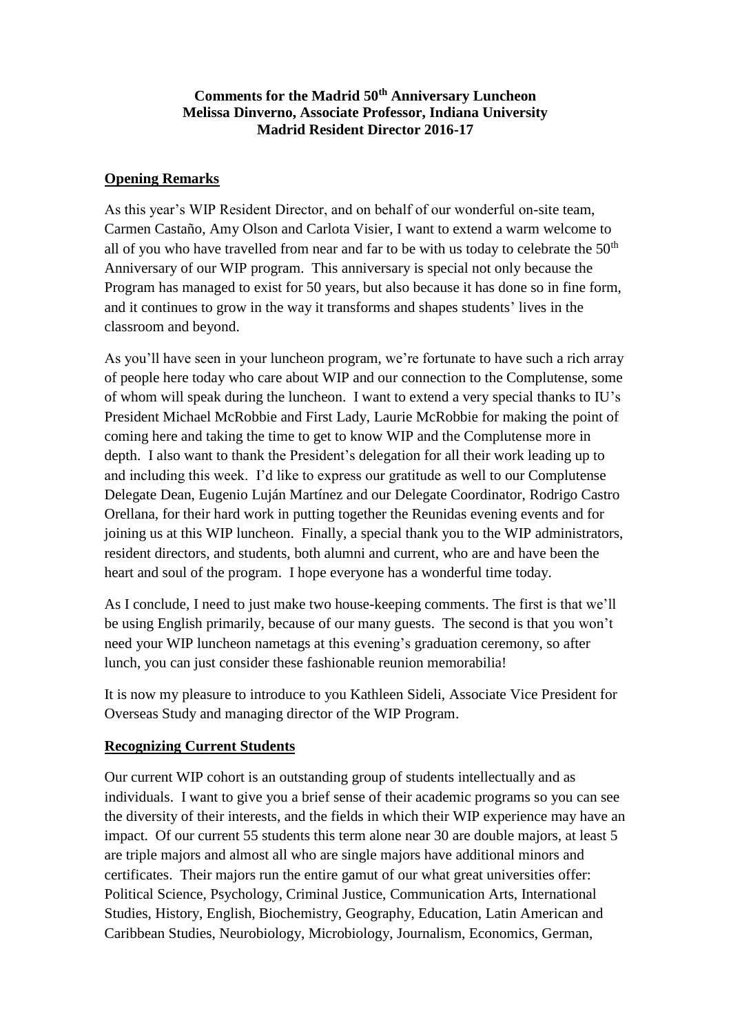**Comments for the Madrid 50th Anniversary Luncheon**
**Melissa Dinverno, Associate Professor, Indiana University**
**Madrid Resident Director 2016-17**

## Opening Remarks

As this year's WIP Resident Director, and on behalf of our wonderful on-site team, Carmen Castaño, Amy Olson and Carlota Visier, I want to extend a warm welcome to all of you who have travelled from near and far to be with us today to celebrate the 50th Anniversary of our WIP program. This anniversary is special not only because the Program has managed to exist for 50 years, but also because it has done so in fine form, and it continues to grow in the way it transforms and shapes students' lives in the classroom and beyond.

As you'll have seen in your luncheon program, we're fortunate to have such a rich array of people here today who care about WIP and our connection to the Complutense, some of whom will speak during the luncheon. I want to extend a very special thanks to IU's President Michael McRobbie and First Lady, Laurie McRobbie for making the point of coming here and taking the time to get to know WIP and the Complutense more in depth. I also want to thank the President's delegation for all their work leading up to and including this week. I'd like to express our gratitude as well to our Complutense Delegate Dean, Eugenio Luján Martínez and our Delegate Coordinator, Rodrigo Castro Orellana, for their hard work in putting together the Reunidas evening events and for joining us at this WIP luncheon. Finally, a special thank you to the WIP administrators, resident directors, and students, both alumni and current, who are and have been the heart and soul of the program. I hope everyone has a wonderful time today.

As I conclude, I need to just make two house-keeping comments. The first is that we'll be using English primarily, because of our many guests. The second is that you won't need your WIP luncheon nametags at this evening's graduation ceremony, so after lunch, you can just consider these fashionable reunion memorabilia!

It is now my pleasure to introduce to you Kathleen Sideli, Associate Vice President for Overseas Study and managing director of the WIP Program.

## Recognizing Current Students

Our current WIP cohort is an outstanding group of students intellectually and as individuals. I want to give you a brief sense of their academic programs so you can see the diversity of their interests, and the fields in which their WIP experience may have an impact. Of our current 55 students this term alone near 30 are double majors, at least 5 are triple majors and almost all who are single majors have additional minors and certificates. Their majors run the entire gamut of our what great universities offer: Political Science, Psychology, Criminal Justice, Communication Arts, International Studies, History, English, Biochemistry, Geography, Education, Latin American and Caribbean Studies, Neurobiology, Microbiology, Journalism, Economics, German,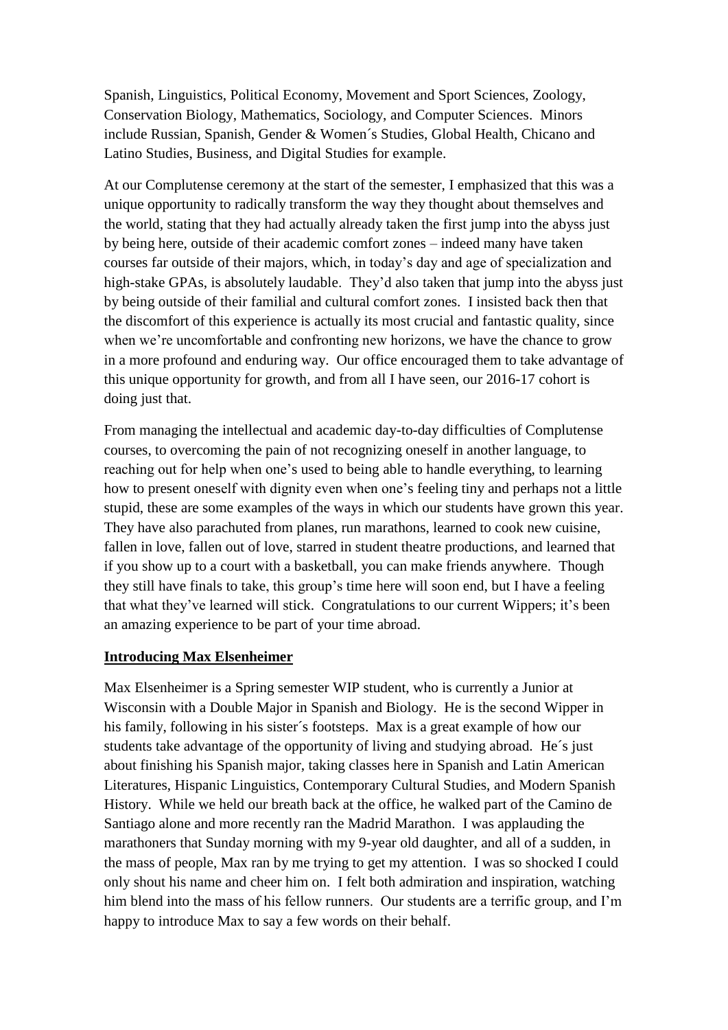Spanish, Linguistics, Political Economy, Movement and Sport Sciences, Zoology, Conservation Biology, Mathematics, Sociology, and Computer Sciences. Minors include Russian, Spanish, Gender & Women´s Studies, Global Health, Chicano and Latino Studies, Business, and Digital Studies for example.

At our Complutense ceremony at the start of the semester, I emphasized that this was a unique opportunity to radically transform the way they thought about themselves and the world, stating that they had actually already taken the first jump into the abyss just by being here, outside of their academic comfort zones – indeed many have taken courses far outside of their majors, which, in today's day and age of specialization and high-stake GPAs, is absolutely laudable. They'd also taken that jump into the abyss just by being outside of their familial and cultural comfort zones. I insisted back then that the discomfort of this experience is actually its most crucial and fantastic quality, since when we're uncomfortable and confronting new horizons, we have the chance to grow in a more profound and enduring way. Our office encouraged them to take advantage of this unique opportunity for growth, and from all I have seen, our 2016-17 cohort is doing just that.

From managing the intellectual and academic day-to-day difficulties of Complutense courses, to overcoming the pain of not recognizing oneself in another language, to reaching out for help when one's used to being able to handle everything, to learning how to present oneself with dignity even when one's feeling tiny and perhaps not a little stupid, these are some examples of the ways in which our students have grown this year. They have also parachuted from planes, run marathons, learned to cook new cuisine, fallen in love, fallen out of love, starred in student theatre productions, and learned that if you show up to a court with a basketball, you can make friends anywhere. Though they still have finals to take, this group's time here will soon end, but I have a feeling that what they've learned will stick. Congratulations to our current Wippers; it's been an amazing experience to be part of your time abroad.

**<u>Introducing Max Elsenheimer</u>**

Max Elsenheimer is a Spring semester WIP student, who is currently a Junior at Wisconsin with a Double Major in Spanish and Biology. He is the second Wipper in his family, following in his sister´s footsteps. Max is a great example of how our students take advantage of the opportunity of living and studying abroad. He´s just about finishing his Spanish major, taking classes here in Spanish and Latin American Literatures, Hispanic Linguistics, Contemporary Cultural Studies, and Modern Spanish History. While we held our breath back at the office, he walked part of the Camino de Santiago alone and more recently ran the Madrid Marathon. I was applauding the marathoners that Sunday morning with my 9-year old daughter, and all of a sudden, in the mass of people, Max ran by me trying to get my attention. I was so shocked I could only shout his name and cheer him on. I felt both admiration and inspiration, watching him blend into the mass of his fellow runners. Our students are a terrific group, and I'm happy to introduce Max to say a few words on their behalf.